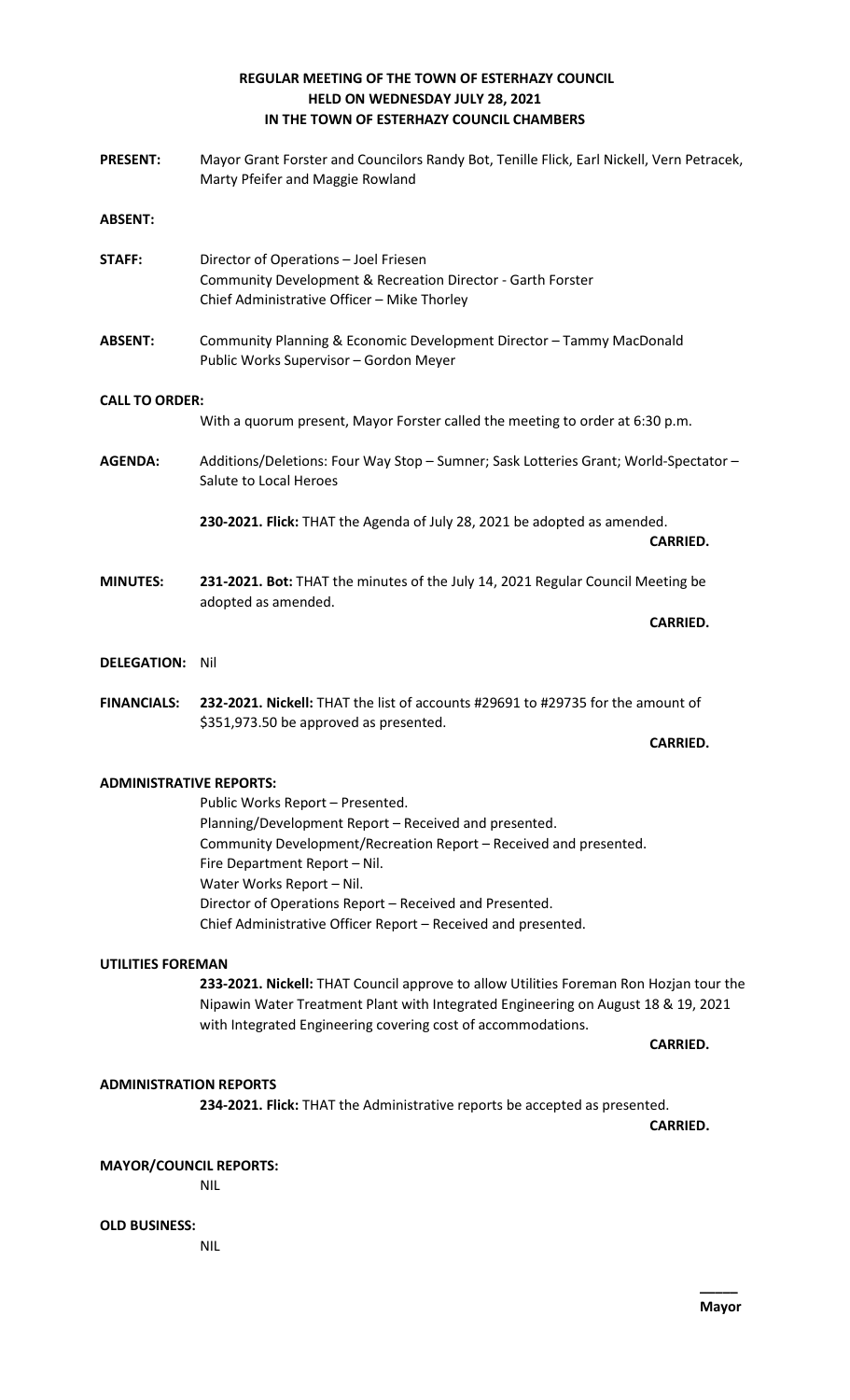# REGULAR MEETING OF THE TOWN OF ESTERHAZY COUNCIL
# HELD ON WEDNESDAY JULY 28, 2021
# IN THE TOWN OF ESTERHAZY COUNCIL CHAMBERS

**PRESENT:** Mayor Grant Forster and Councilors Randy Bot, Tenille Flick, Earl Nickell, Vern Petracek, Marty Pfeifer and Maggie Rowland

**ABSENT:**

**STAFF:** Director of Operations – Joel Friesen
Community Development & Recreation Director - Garth Forster
Chief Administrative Officer – Mike Thorley

**ABSENT:** Community Planning & Economic Development Director – Tammy MacDonald
Public Works Supervisor – Gordon Meyer

**CALL TO ORDER:**

With a quorum present, Mayor Forster called the meeting to order at 6:30 p.m.

**AGENDA:** Additions/Deletions: Four Way Stop – Sumner; Sask Lotteries Grant; World-Spectator – Salute to Local Heroes

**230-2021. Flick:** THAT the Agenda of July 28, 2021 be adopted as amended.

**CARRIED.**

**MINUTES:** **231-2021. Bot:** THAT the minutes of the July 14, 2021 Regular Council Meeting be adopted as amended.

**CARRIED.**

**DELEGATION:** Nil

**FINANCIALS:** **232-2021. Nickell:** THAT the list of accounts #29691 to #29735 for the amount of $351,973.50 be approved as presented.

**CARRIED.**

**ADMINISTRATIVE REPORTS:**

Public Works Report – Presented.
Planning/Development Report – Received and presented.
Community Development/Recreation Report – Received and presented.
Fire Department Report – Nil.
Water Works Report – Nil.
Director of Operations Report – Received and Presented.
Chief Administrative Officer Report – Received and presented.

**UTILITIES FOREMAN**

**233-2021. Nickell:** THAT Council approve to allow Utilities Foreman Ron Hozjan tour the Nipawin Water Treatment Plant with Integrated Engineering on August 18 & 19, 2021 with Integrated Engineering covering cost of accommodations.

**CARRIED.**

**ADMINISTRATION REPORTS**

**234-2021. Flick:** THAT the Administrative reports be accepted as presented.

**CARRIED.**

**MAYOR/COUNCIL REPORTS:**

NIL

**OLD BUSINESS:**

NIL

**Mayor**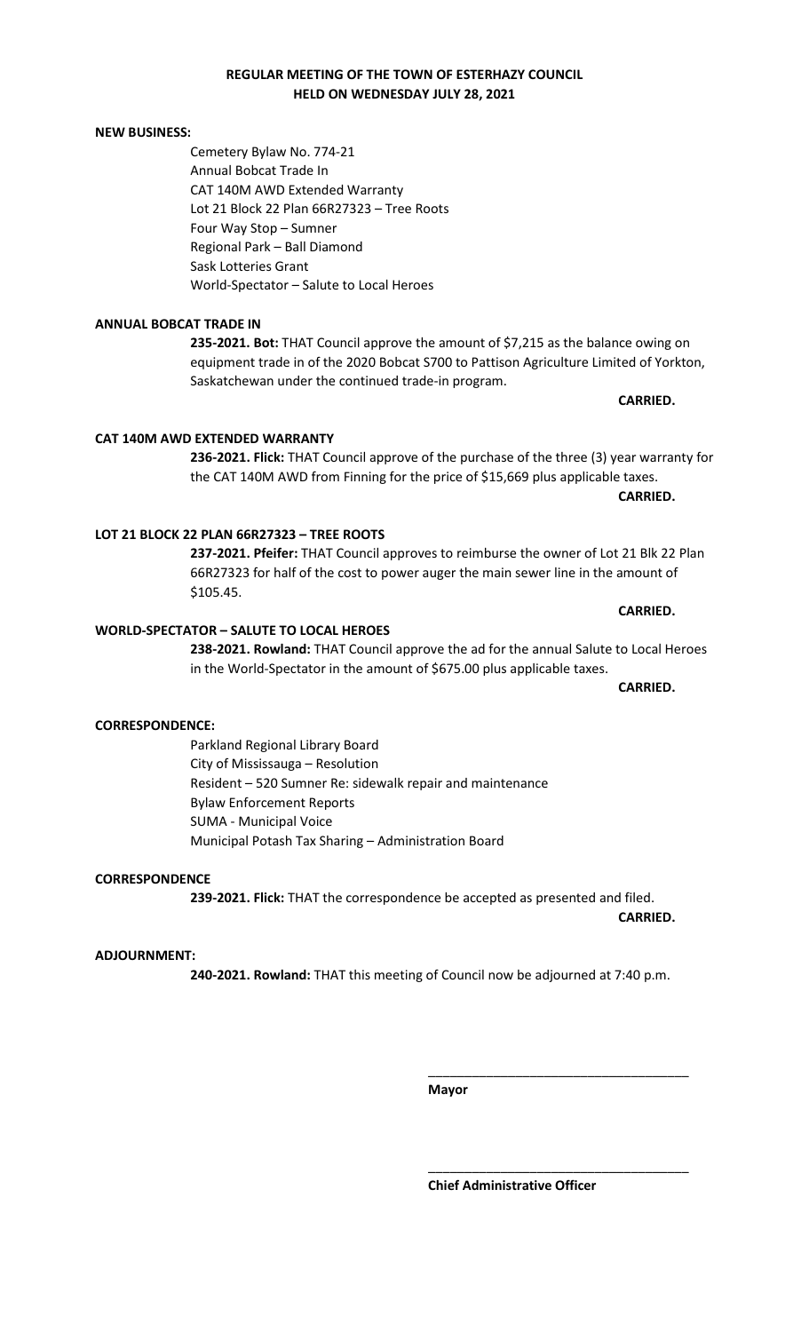**REGULAR MEETING OF THE TOWN OF ESTERHAZY COUNCIL**
**HELD ON WEDNESDAY JULY 28, 2021**

**NEW BUSINESS:**

Cemetery Bylaw No. 774-21
Annual Bobcat Trade In
CAT 140M AWD Extended Warranty
Lot 21 Block 22 Plan 66R27323 – Tree Roots
Four Way Stop – Sumner
Regional Park – Ball Diamond
Sask Lotteries Grant
World-Spectator – Salute to Local Heroes

**ANNUAL BOBCAT TRADE IN**

**235-2021. Bot:** THAT Council approve the amount of $7,215 as the balance owing on equipment trade in of the 2020 Bobcat S700 to Pattison Agriculture Limited of Yorkton, Saskatchewan under the continued trade-in program.

**CARRIED.**

**CAT 140M AWD EXTENDED WARRANTY**

**236-2021. Flick:** THAT Council approve of the purchase of the three (3) year warranty for the CAT 140M AWD from Finning for the price of $15,669 plus applicable taxes.

**CARRIED.**

**LOT 21 BLOCK 22 PLAN 66R27323 – TREE ROOTS**

**237-2021. Pfeifer:** THAT Council approves to reimburse the owner of Lot 21 Blk 22 Plan 66R27323 for half of the cost to power auger the main sewer line in the amount of $105.45.

**CARRIED.**

**WORLD-SPECTATOR – SALUTE TO LOCAL HEROES**

**238-2021. Rowland:** THAT Council approve the ad for the annual Salute to Local Heroes in the World-Spectator in the amount of $675.00 plus applicable taxes.

**CARRIED.**

**CORRESPONDENCE:**

Parkland Regional Library Board
City of Mississauga – Resolution
Resident – 520 Sumner Re: sidewalk repair and maintenance
Bylaw Enforcement Reports
SUMA - Municipal Voice
Municipal Potash Tax Sharing – Administration Board

**CORRESPONDENCE**

**239-2021. Flick:** THAT the correspondence be accepted as presented and filed.

**CARRIED.**

**ADJOURNMENT:**

**240-2021. Rowland:** THAT this meeting of Council now be adjourned at 7:40 p.m.

\_\_\_\_\_\_\_\_\_\_\_\_\_\_\_\_\_\_\_\_\_\_\_\_\_\_\_\_\_\_\_\_\_\_\_\_

**Mayor**

\_\_\_\_\_\_\_\_\_\_\_\_\_\_\_\_\_\_\_\_\_\_\_\_\_\_\_\_\_\_\_\_\_\_\_\_

**Chief Administrative Officer**